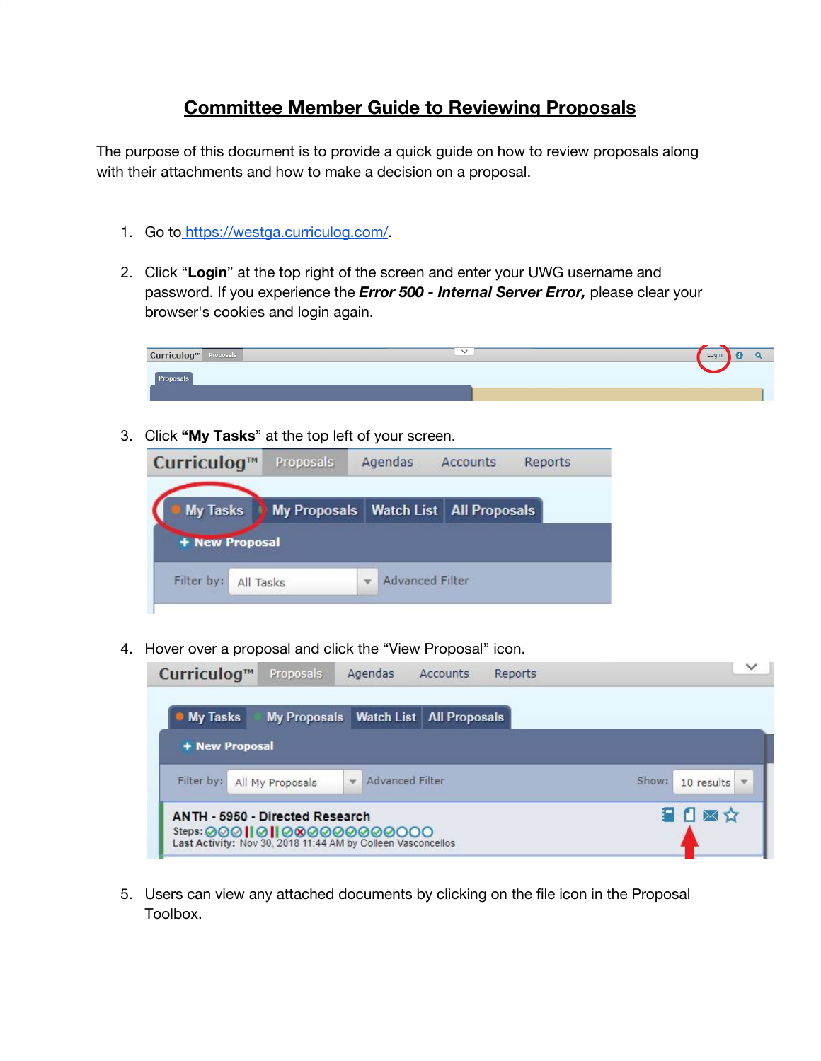# Committee Member Guide to Reviewing Proposals

The purpose of this document is to provide a quick guide on how to review proposals along with their attachments and how to make a decision on a proposal.

1. Go to [https://westga.curriculog.com/](https://westga.curriculog.com/).

2. Click "**Login**" at the top right of the screen and enter your UWG username and password. If you experience the ***Error 500 - Internal Server Error,*** please clear your browser's cookies and login again.

3. Click **"My Tasks"** at the top left of your screen.

4. Hover over a proposal and click the "View Proposal" icon.

5. Users can view any attached documents by clicking on the file icon in the Proposal Toolbox.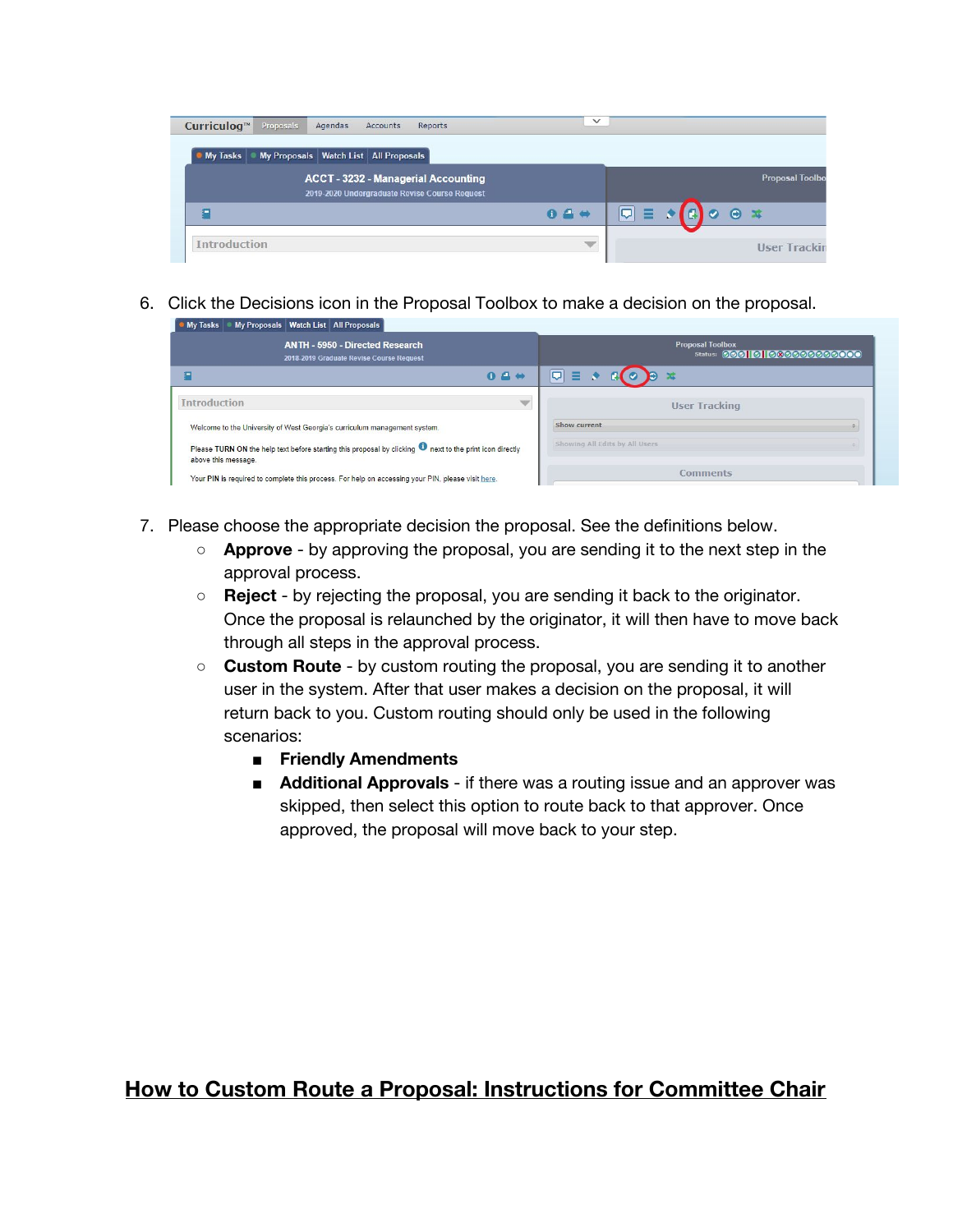6. Click the Decisions icon in the Proposal Toolbox to make a decision on the proposal.

7. Please choose the appropriate decision the proposal. See the definitions below.
   - **Approve** - by approving the proposal, you are sending it to the next step in the approval process.
   - **Reject** - by rejecting the proposal, you are sending it back to the originator. Once the proposal is relaunched by the originator, it will then have to move back through all steps in the approval process.
   - **Custom Route** - by custom routing the proposal, you are sending it to another user in the system. After that user makes a decision on the proposal, it will return back to you. Custom routing should only be used in the following scenarios:
     - **Friendly Amendments**
     - **Additional Approvals** - if there was a routing issue and an approver was skipped, then select this option to route back to that approver. Once approved, the proposal will move back to your step.

## How to Custom Route a Proposal: Instructions for Committee Chair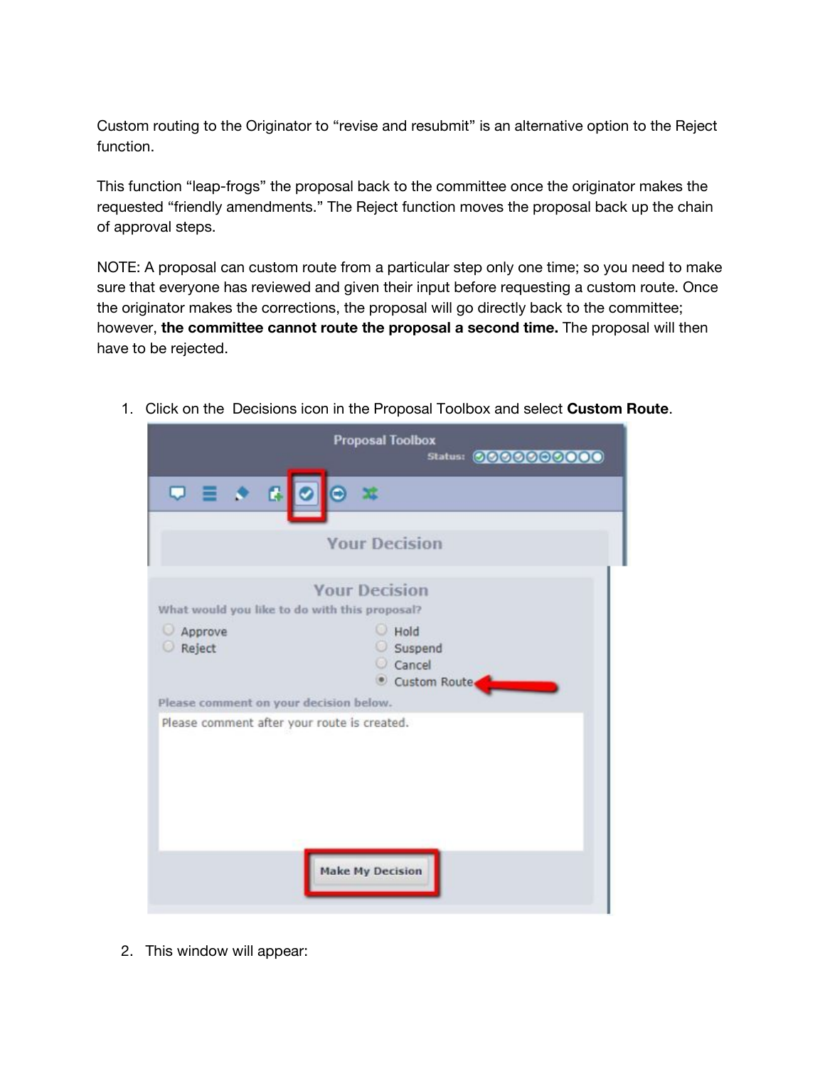Custom routing to the Originator to “revise and resubmit” is an alternative option to the Reject function.

This function “leap-frogs” the proposal back to the committee once the originator makes the requested “friendly amendments.” The Reject function moves the proposal back up the chain of approval steps.

NOTE: A proposal can custom route from a particular step only one time; so you need to make sure that everyone has reviewed and given their input before requesting a custom route. Once the originator makes the corrections, the proposal will go directly back to the committee; however, **the committee cannot route the proposal a second time.** The proposal will then have to be rejected.

1. Click on the Decisions icon in the Proposal Toolbox and select **Custom Route**.

2. This window will appear: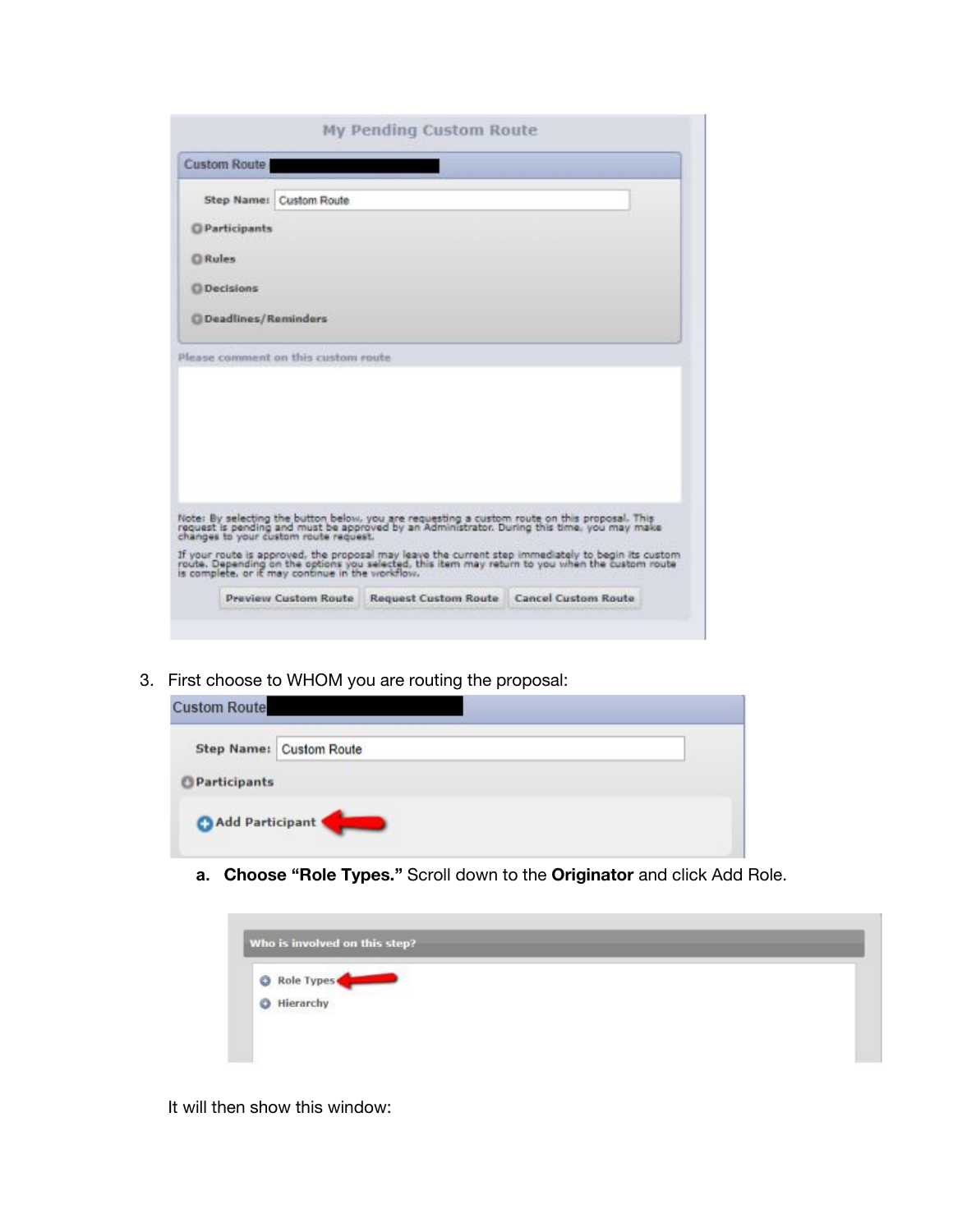3. First choose to WHOM you are routing the proposal:

   a. **Choose "Role Types."** Scroll down to the **Originator** and click Add Role.

It will then show this window: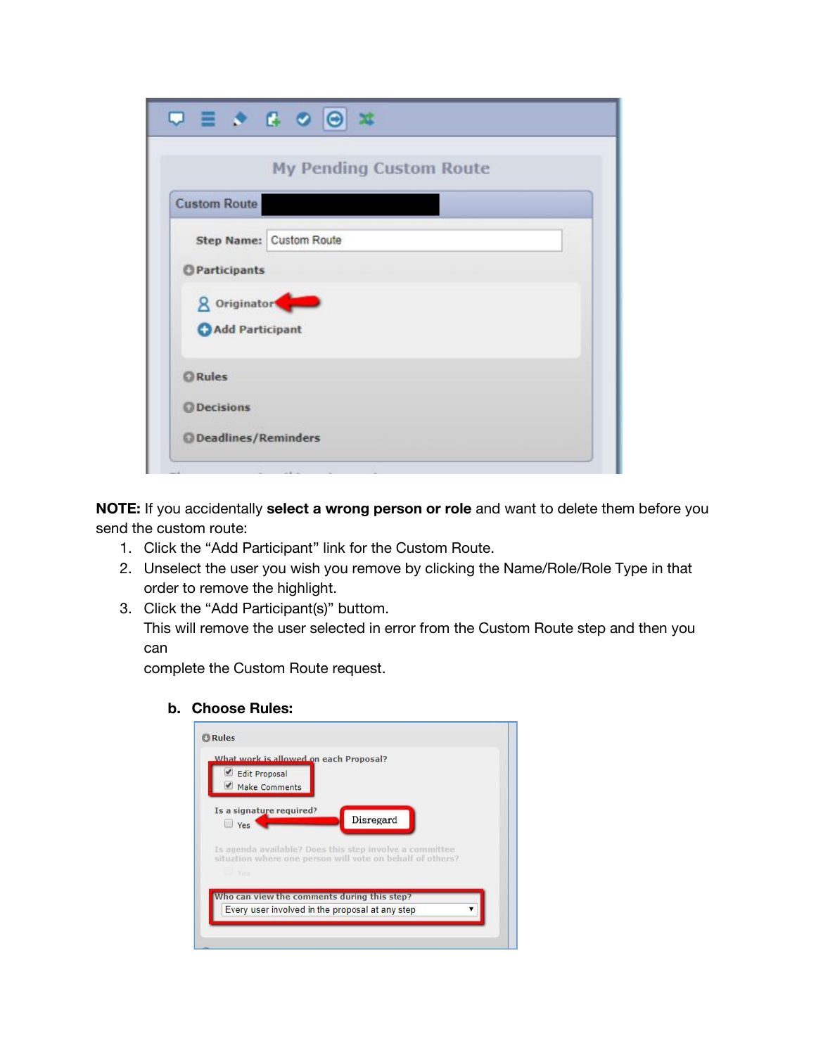**NOTE:** If you accidentally **select a wrong person or role** and want to delete them before you send the custom route:

1. Click the “Add Participant” link for the Custom Route.
2. Unselect the user you wish you remove by clicking the Name/Role/Role Type in that order to remove the highlight.
3. Click the “Add Participant(s)” buttom.
   This will remove the user selected in error from the Custom Route step and then you can
   complete the Custom Route request.

**b. Choose Rules:**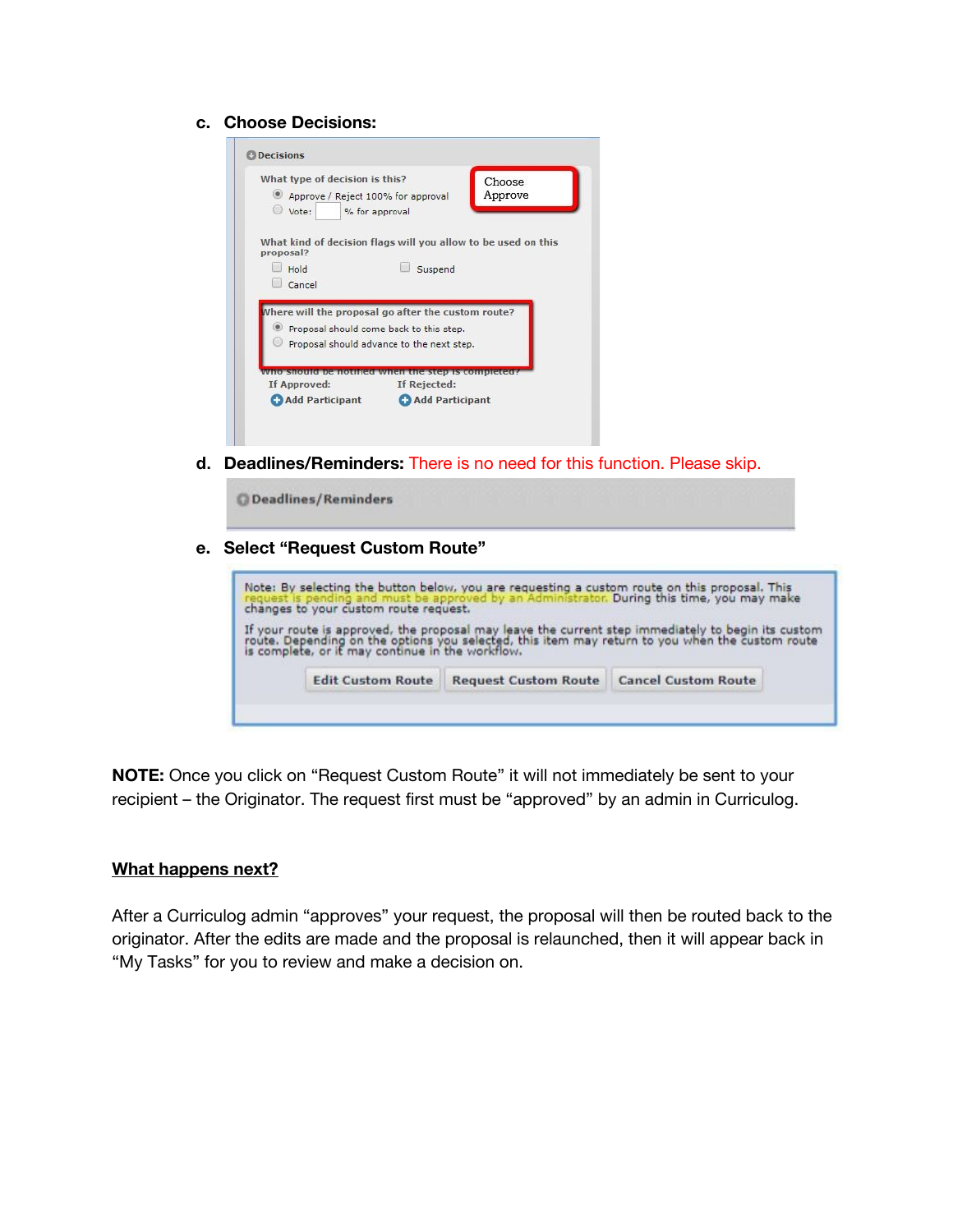c. **Choose Decisions:**

d. **Deadlines/Reminders:** There is no need for this function. Please skip.

e. **Select "Request Custom Route"**

**NOTE:** Once you click on "Request Custom Route" it will not immediately be sent to your recipient – the Originator. The request first must be "approved" by an admin in Curriculog.

**What happens next?**

After a Curriculog admin "approves" your request, the proposal will then be routed back to the originator. After the edits are made and the proposal is relaunched, then it will appear back in "My Tasks" for you to review and make a decision on.